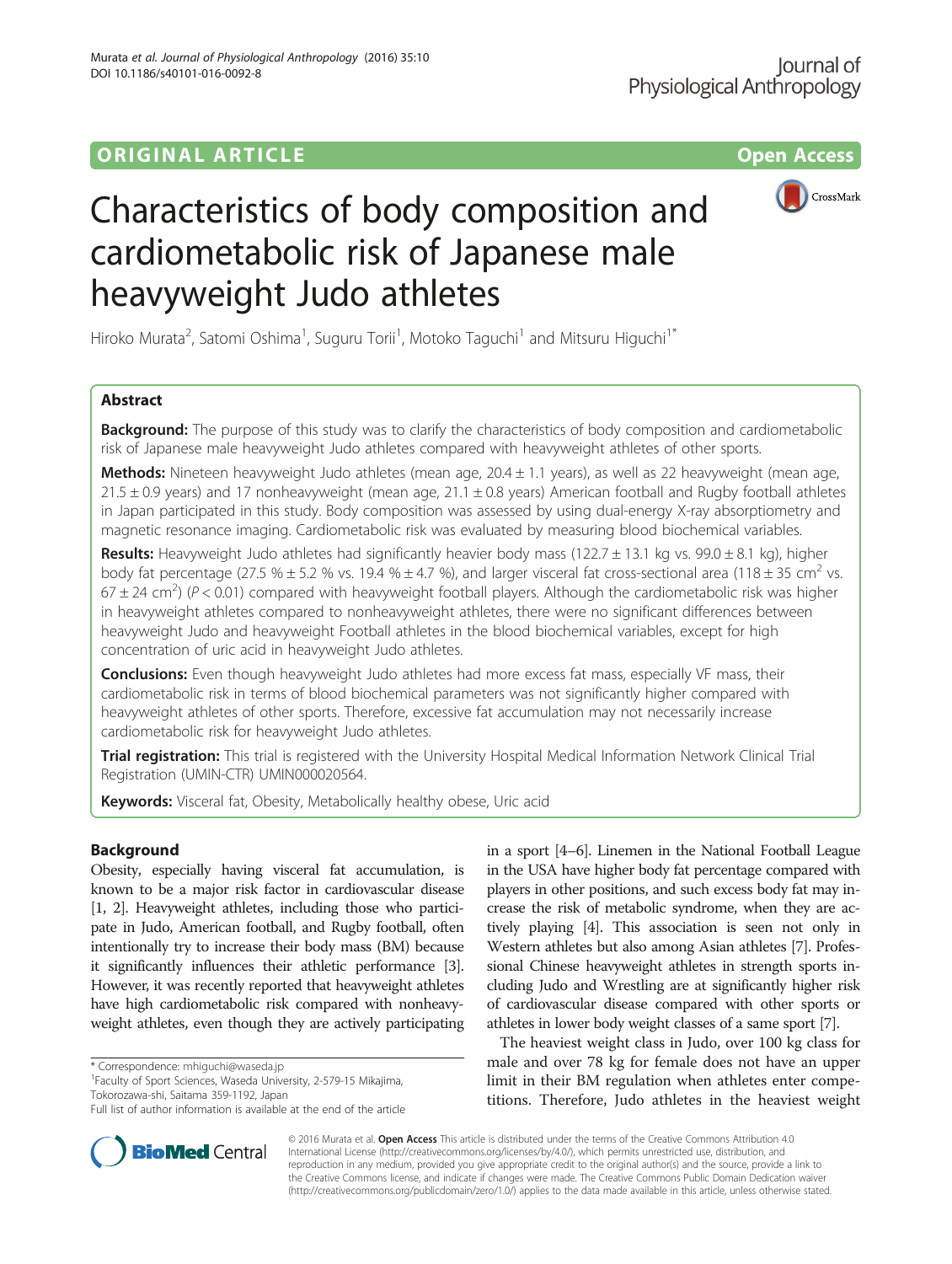ORIGINAL ARTICLE

Open Access

# Characteristics of body composition and cardiometabolic risk of Japanese male heavyweight Judo athletes

Hiroko Murata[2], Satomi Oshima[1], Suguru Torii[1], Motoko Taguchi[1] and Mitsuru Higuchi[1*]

## Abstract

**Background:** The purpose of this study was to clarify the characteristics of body composition and cardiometabolic risk of Japanese male heavyweight Judo athletes compared with heavyweight athletes of other sports.

**Methods:** Nineteen heavyweight Judo athletes (mean age, 20.4 ± 1.1 years), as well as 22 heavyweight (mean age, 21.5 ± 0.9 years) and 17 nonheavyweight (mean age, 21.1 ± 0.8 years) American football and Rugby football athletes in Japan participated in this study. Body composition was assessed by using dual-energy X-ray absorptiometry and magnetic resonance imaging. Cardiometabolic risk was evaluated by measuring blood biochemical variables.

**Results:** Heavyweight Judo athletes had significantly heavier body mass (122.7 ± 13.1 kg vs. 99.0 ± 8.1 kg), higher body fat percentage (27.5 % ± 5.2 % vs. 19.4 % ± 4.7 %), and larger visceral fat cross-sectional area (118 ± 35 cm$^2$ vs. 67 ± 24 cm$^2$) ($P < 0.01$) compared with heavyweight football players. Although the cardiometabolic risk was higher in heavyweight athletes compared to nonheavyweight athletes, there were no significant differences between heavyweight Judo and heavyweight Football athletes in the blood biochemical variables, except for high concentration of uric acid in heavyweight Judo athletes.

**Conclusions:** Even though heavyweight Judo athletes had more excess fat mass, especially VF mass, their cardiometabolic risk in terms of blood biochemical parameters was not significantly higher compared with heavyweight athletes of other sports. Therefore, excessive fat accumulation may not necessarily increase cardiometabolic risk for heavyweight Judo athletes.

**Trial registration:** This trial is registered with the University Hospital Medical Information Network Clinical Trial Registration (UMIN-CTR) UMIN000020564.

**Keywords:** Visceral fat, Obesity, Metabolically healthy obese, Uric acid

## Background

Obesity, especially having visceral fat accumulation, is known to be a major risk factor in cardiovascular disease [1, 2]. Heavyweight athletes, including those who participate in Judo, American football, and Rugby football, often intentionally try to increase their body mass (BM) because it significantly influences their athletic performance [3]. However, it was recently reported that heavyweight athletes have high cardiometabolic risk compared with nonheavyweight athletes, even though they are actively participating in a sport [4–6]. Linemen in the National Football League in the USA have higher body fat percentage compared with players in other positions, and such excess body fat may increase the risk of metabolic syndrome, when they are actively playing [4]. This association is seen not only in Western athletes but also among Asian athletes [7]. Professional Chinese heavyweight athletes in strength sports including Judo and Wrestling are at significantly higher risk of cardiovascular disease compared with other sports or athletes in lower body weight classes of a same sport [7].

The heaviest weight class in Judo, over 100 kg class for male and over 78 kg for female does not have an upper limit in their BM regulation when athletes enter competitions. Therefore, Judo athletes in the heaviest weight

\* Correspondence: mhiguchi@waseda.jp
[1]Faculty of Sport Sciences, Waseda University, 2-579-15 Mikajima, Tokorozawa-shi, Saitama 359-1192, Japan
Full list of author information is available at the end of the article

© 2016 Murata et al. **Open Access** This article is distributed under the terms of the Creative Commons Attribution 4.0 International License (http://creativecommons.org/licenses/by/4.0/), which permits unrestricted use, distribution, and reproduction in any medium, provided you give appropriate credit to the original author(s) and the source, provide a link to the Creative Commons license, and indicate if changes were made. The Creative Commons Public Domain Dedication waiver (http://creativecommons.org/publicdomain/zero/1.0/) applies to the data made available in this article, unless otherwise stated.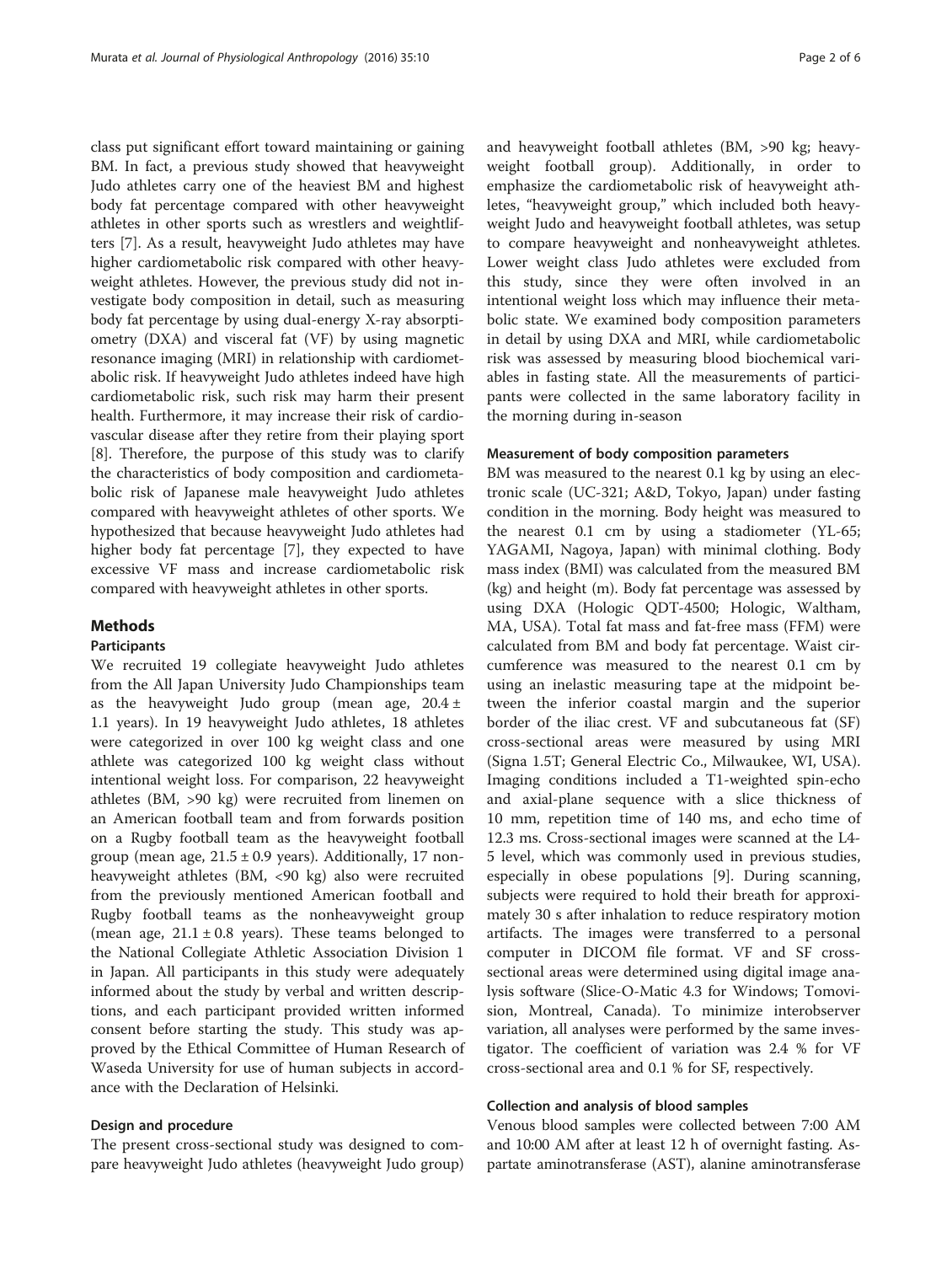class put significant effort toward maintaining or gaining BM. In fact, a previous study showed that heavyweight Judo athletes carry one of the heaviest BM and highest body fat percentage compared with other heavyweight athletes in other sports such as wrestlers and weightlifters [7]. As a result, heavyweight Judo athletes may have higher cardiometabolic risk compared with other heavyweight athletes. However, the previous study did not investigate body composition in detail, such as measuring body fat percentage by using dual-energy X-ray absorptiometry (DXA) and visceral fat (VF) by using magnetic resonance imaging (MRI) in relationship with cardiometabolic risk. If heavyweight Judo athletes indeed have high cardiometabolic risk, such risk may harm their present health. Furthermore, it may increase their risk of cardiovascular disease after they retire from their playing sport [8]. Therefore, the purpose of this study was to clarify the characteristics of body composition and cardiometabolic risk of Japanese male heavyweight Judo athletes compared with heavyweight athletes of other sports. We hypothesized that because heavyweight Judo athletes had higher body fat percentage [7], they expected to have excessive VF mass and increase cardiometabolic risk compared with heavyweight athletes in other sports.

## Methods

### Participants

We recruited 19 collegiate heavyweight Judo athletes from the All Japan University Judo Championships team as the heavyweight Judo group (mean age, 20.4 ± 1.1 years). In 19 heavyweight Judo athletes, 18 athletes were categorized in over 100 kg weight class and one athlete was categorized 100 kg weight class without intentional weight loss. For comparison, 22 heavyweight athletes (BM, >90 kg) were recruited from linemen on an American football team and from forwards position on a Rugby football team as the heavyweight football group (mean age, 21.5 ± 0.9 years). Additionally, 17 nonheavyweight athletes (BM, <90 kg) also were recruited from the previously mentioned American football and Rugby football teams as the nonheavyweight group (mean age, 21.1 ± 0.8 years). These teams belonged to the National Collegiate Athletic Association Division 1 in Japan. All participants in this study were adequately informed about the study by verbal and written descriptions, and each participant provided written informed consent before starting the study. This study was approved by the Ethical Committee of Human Research of Waseda University for use of human subjects in accordance with the Declaration of Helsinki.

### Design and procedure

The present cross-sectional study was designed to compare heavyweight Judo athletes (heavyweight Judo group) and heavyweight football athletes (BM, >90 kg; heavyweight football group). Additionally, in order to emphasize the cardiometabolic risk of heavyweight athletes, "heavyweight group," which included both heavyweight Judo and heavyweight football athletes, was setup to compare heavyweight and nonheavyweight athletes. Lower weight class Judo athletes were excluded from this study, since they were often involved in an intentional weight loss which may influence their metabolic state. We examined body composition parameters in detail by using DXA and MRI, while cardiometabolic risk was assessed by measuring blood biochemical variables in fasting state. All the measurements of participants were collected in the same laboratory facility in the morning during in-season

### Measurement of body composition parameters

BM was measured to the nearest 0.1 kg by using an electronic scale (UC-321; A&D, Tokyo, Japan) under fasting condition in the morning. Body height was measured to the nearest 0.1 cm by using a stadiometer (YL-65; YAGAMI, Nagoya, Japan) with minimal clothing. Body mass index (BMI) was calculated from the measured BM (kg) and height (m). Body fat percentage was assessed by using DXA (Hologic QDT-4500; Hologic, Waltham, MA, USA). Total fat mass and fat-free mass (FFM) were calculated from BM and body fat percentage. Waist circumference was measured to the nearest 0.1 cm by using an inelastic measuring tape at the midpoint between the inferior coastal margin and the superior border of the iliac crest. VF and subcutaneous fat (SF) cross-sectional areas were measured by using MRI (Signa 1.5T; General Electric Co., Milwaukee, WI, USA). Imaging conditions included a T1-weighted spin-echo and axial-plane sequence with a slice thickness of 10 mm, repetition time of 140 ms, and echo time of 12.3 ms. Cross-sectional images were scanned at the L4-5 level, which was commonly used in previous studies, especially in obese populations [9]. During scanning, subjects were required to hold their breath for approximately 30 s after inhalation to reduce respiratory motion artifacts. The images were transferred to a personal computer in DICOM file format. VF and SF cross-sectional areas were determined using digital image analysis software (Slice-O-Matic 4.3 for Windows; Tomovision, Montreal, Canada). To minimize interobserver variation, all analyses were performed by the same investigator. The coefficient of variation was 2.4 % for VF cross-sectional area and 0.1 % for SF, respectively.

### Collection and analysis of blood samples

Venous blood samples were collected between 7:00 AM and 10:00 AM after at least 12 h of overnight fasting. Aspartate aminotransferase (AST), alanine aminotransferase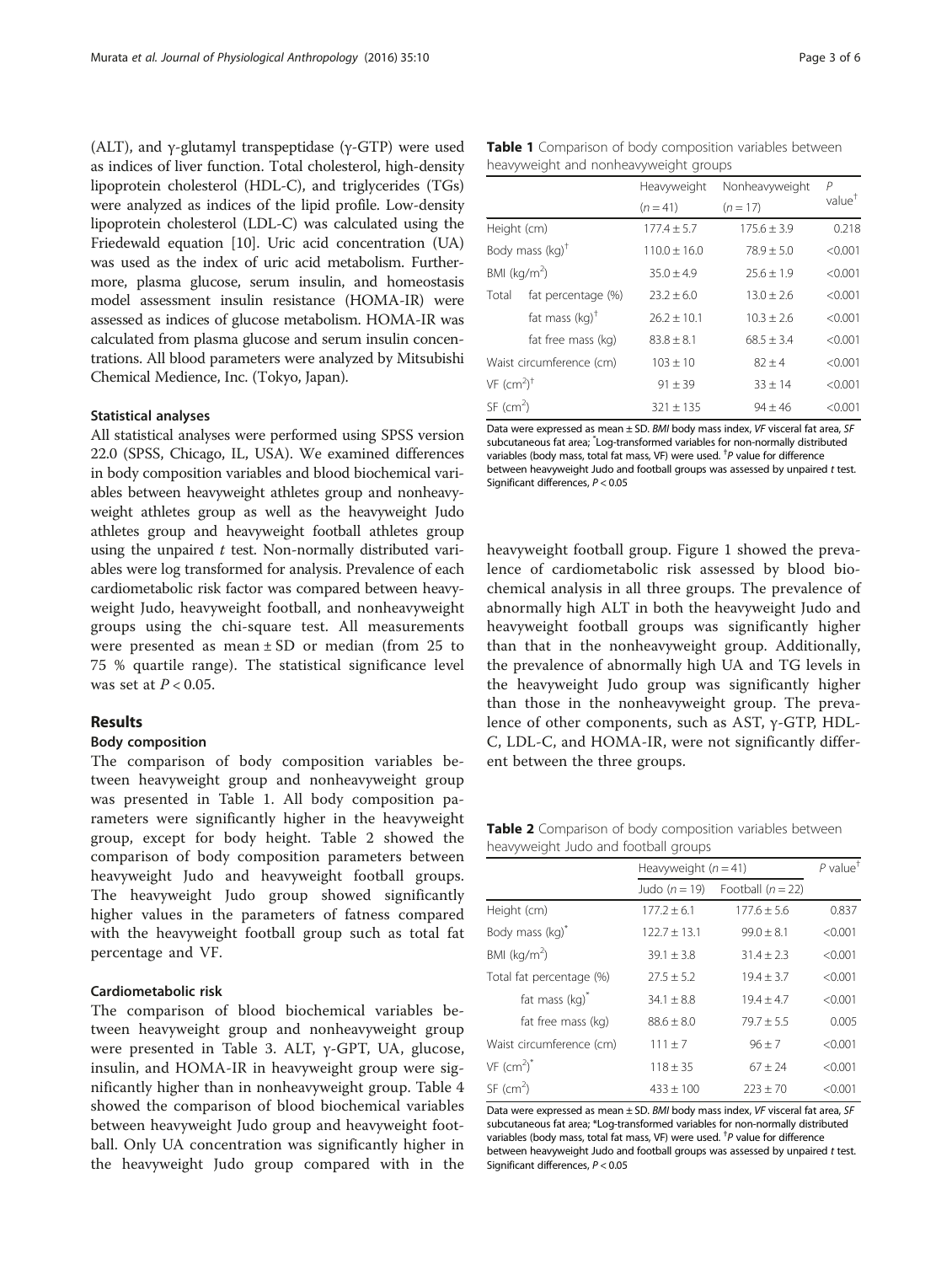(ALT), and γ-glutamyl transpeptidase (γ-GTP) were used as indices of liver function. Total cholesterol, high-density lipoprotein cholesterol (HDL-C), and triglycerides (TGs) were analyzed as indices of the lipid profile. Low-density lipoprotein cholesterol (LDL-C) was calculated using the Friedewald equation [10]. Uric acid concentration (UA) was used as the index of uric acid metabolism. Furthermore, plasma glucose, serum insulin, and homeostasis model assessment insulin resistance (HOMA-IR) were assessed as indices of glucose metabolism. HOMA-IR was calculated from plasma glucose and serum insulin concentrations. All blood parameters were analyzed by Mitsubishi Chemical Medience, Inc. (Tokyo, Japan).

### Statistical analyses

All statistical analyses were performed using SPSS version 22.0 (SPSS, Chicago, IL, USA). We examined differences in body composition variables and blood biochemical variables between heavyweight athletes group and nonheavyweight athletes group as well as the heavyweight Judo athletes group and heavyweight football athletes group using the unpaired *t* test. Non-normally distributed variables were log transformed for analysis. Prevalence of each cardiometabolic risk factor was compared between heavyweight Judo, heavyweight football, and nonheavyweight groups using the chi-square test. All measurements were presented as mean ± SD or median (from 25 to 75 % quartile range). The statistical significance level was set at $P < 0.05$.

## Results

### Body composition

The comparison of body composition variables between heavyweight group and nonheavyweight group was presented in Table 1. All body composition parameters were significantly higher in the heavyweight group, except for body height. Table 2 showed the comparison of body composition parameters between heavyweight Judo and heavyweight football groups. The heavyweight Judo group showed significantly higher values in the parameters of fatness compared with the heavyweight football group such as total fat percentage and VF.

### Cardiometabolic risk

The comparison of blood biochemical variables between heavyweight group and nonheavyweight group were presented in Table 3. ALT, γ-GPT, UA, glucose, insulin, and HOMA-IR in heavyweight group were significantly higher than in nonheavyweight group. Table 4 showed the comparison of blood biochemical variables between heavyweight Judo group and heavyweight football. Only UA concentration was significantly higher in the heavyweight Judo group compared with in the heavyweight football group. Figure 1 showed the prevalence of cardiometabolic risk assessed by blood biochemical analysis in all three groups. The prevalence of abnormally high ALT in both the heavyweight Judo and heavyweight football groups was significantly higher than that in the nonheavyweight group. Additionally, the prevalence of abnormally high UA and TG levels in the heavyweight Judo group was significantly higher than those in the nonheavyweight group. The prevalence of other components, such as AST, γ-GTP, HDL-C, LDL-C, and HOMA-IR, were not significantly different between the three groups.

**Table 1** Comparison of body composition variables between heavyweight and nonheavyweight groups

| | | Heavyweight ($n = 41$) | Nonheavyweight ($n = 17$) | P value[†] |
|---|---|---|---|---|
| Height (cm) | | 177.4 ± 5.7 | 175.6 ± 3.9 | 0.218 |
| Body mass (kg)[†] | | 110.0 ± 16.0 | 78.9 ± 5.0 | <0.001 |
| BMI (kg/m$^2$) | | 35.0 ± 4.9 | 25.6 ± 1.9 | <0.001 |
| Total | fat percentage (%) | 23.2 ± 6.0 | 13.0 ± 2.6 | <0.001 |
| | fat mass (kg)[†] | 26.2 ± 10.1 | 10.3 ± 2.6 | <0.001 |
| | fat free mass (kg) | 83.8 ± 8.1 | 68.5 ± 3.4 | <0.001 |
| Waist circumference (cm) | | 103 ± 10 | 82 ± 4 | <0.001 |
| VF (cm$^2$)[†] | | 91 ± 39 | 33 ± 14 | <0.001 |
| SF (cm$^2$) | | 321 ± 135 | 94 ± 46 | <0.001 |

Data were expressed as mean ± SD. *BMI* body mass index, *VF* visceral fat area, *SF* subcutaneous fat area; [*]Log-transformed variables for non-normally distributed variables (body mass, total fat mass, VF) were used. [†]*P* value for difference between heavyweight Judo and football groups was assessed by unpaired *t* test. Significant differences, $P < 0.05$

**Table 2** Comparison of body composition variables between heavyweight Judo and football groups

| | Heavyweight ($n = 41$) | | P value[†] |
|---|---|---|---|
| | Judo ($n = 19$) | Football ($n = 22$) | |
| Height (cm) | 177.2 ± 6.1 | 177.6 ± 5.6 | 0.837 |
| Body mass (kg)[*] | 122.7 ± 13.1 | 99.0 ± 8.1 | <0.001 |
| BMI (kg/m$^2$) | 39.1 ± 3.8 | 31.4 ± 2.3 | <0.001 |
| Total fat percentage (%) | 27.5 ± 5.2 | 19.4 ± 3.7 | <0.001 |
| fat mass (kg)[*] | 34.1 ± 8.8 | 19.4 ± 4.7 | <0.001 |
| fat free mass (kg) | 88.6 ± 8.0 | 79.7 ± 5.5 | 0.005 |
| Waist circumference (cm) | 111 ± 7 | 96 ± 7 | <0.001 |
| VF (cm$^2$)[*] | 118 ± 35 | 67 ± 24 | <0.001 |
| SF (cm$^2$) | 433 ± 100 | 223 ± 70 | <0.001 |

Data were expressed as mean ± SD. *BMI* body mass index, *VF* visceral fat area, *SF* subcutaneous fat area; *Log-transformed variables for non-normally distributed variables (body mass, total fat mass, VF) were used. [†]*P* value for difference between heavyweight Judo and football groups was assessed by unpaired *t* test. Significant differences, $P < 0.05$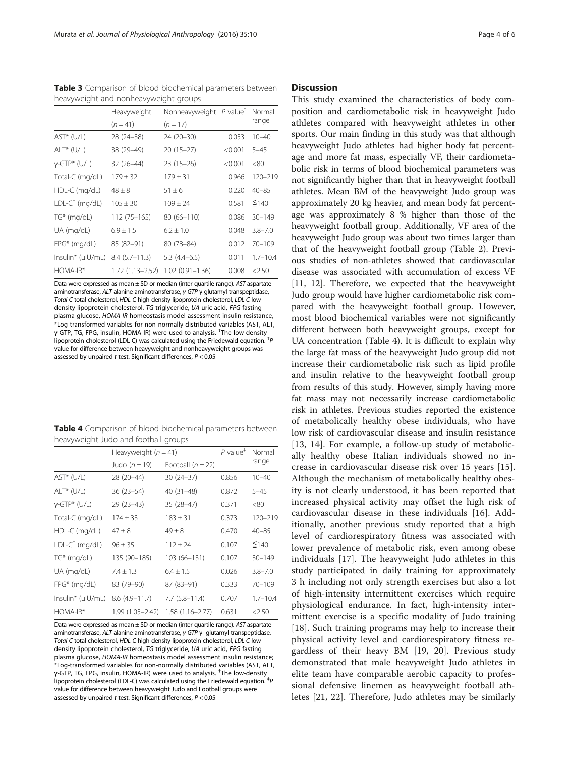**Table 3** Comparison of blood biochemical parameters between heavyweight and nonheavyweight groups

| | Heavyweight ($n = 41$) | Nonheavyweight ($n = 17$) | $P$ value[‡] | Normal range |
|---|---|---|---|---|
| AST* (U/L) | 28 (24–38) | 24 (20–30) | 0.053 | 10–40 |
| ALT* (U/L) | 38 (29–49) | 20 (15–27) | <0.001 | 5–45 |
| γ-GTP* (U/L) | 32 (26–44) | 23 (15–26) | <0.001 | <80 |
| Total-C (mg/dL) | 179 ± 32 | 179 ± 31 | 0.966 | 120–219 |
| HDL-C (mg/dL) | 48 ± 8 | 51 ± 6 | 0.220 | 40–85 |
| LDL-C[†] (mg/dL) | 105 ± 30 | 109 ± 24 | 0.581 | ≦140 |
| TG* (mg/dL) | 112 (75–165) | 80 (66–110) | 0.086 | 30–149 |
| UA (mg/dL) | 6.9 ± 1.5 | 6.2 ± 1.0 | 0.048 | 3.8–7.0 |
| FPG* (mg/dL) | 85 (82–91) | 80 (78–84) | 0.012 | 70–109 |
| Insulin* (μIU/mL) | 8.4 (5.7–11.3) | 5.3 (4.4–6.5) | 0.011 | 1.7–10.4 |
| HOMA-IR* | 1.72 (1.13–2.52) | 1.02 (0.91–1.36) | 0.008 | <2.50 |

Data were expressed as mean ± SD or median (inter quartile range). *AST* aspartate aminotransferase, *ALT* alanine aminotransferase, *γ-GTP* γ-glutamyl transpeptidase, *Total-C* total cholesterol, *HDL-C* high-density lipoprotein cholesterol, *LDL-C* low-density lipoprotein cholesterol, *TG* triglyceride, *UA* uric acid, *FPG* fasting plasma glucose, *HOMA-IR* homeostasis model assessment insulin resistance, *Log-transformed variables for non-normally distributed variables (AST, ALT, γ-GTP, TG, FPG, insulin, HOMA-IR) were used to analysis. [†]The low-density lipoprotein cholesterol (LDL-C) was calculated using the Friedewald equation. [‡]$P$ value for difference between heavyweight and nonheavyweight groups was assessed by unpaired $t$ test. Significant differences, $P < 0.05$

**Table 4** Comparison of blood biochemical parameters between heavyweight Judo and football groups

| | Heavyweight ($n = 41$) | | $P$ value[‡] | Normal range |
|---|---|---|---|---|
| | Judo ($n = 19$) | Football ($n = 22$) | | |
| AST* (U/L) | 28 (20–44) | 30 (24–37) | 0.856 | 10–40 |
| ALT* (U/L) | 36 (23–54) | 40 (31–48) | 0.872 | 5–45 |
| γ-GTP* (U/L) | 29 (23–43) | 35 (28–47) | 0.371 | <80 |
| Total-C (mg/dL) | 174 ± 33 | 183 ± 31 | 0.373 | 120–219 |
| HDL-C (mg/dL) | 47 ± 8 | 49 ± 8 | 0.470 | 40–85 |
| LDL-C[†] (mg/dL) | 96 ± 35 | 112 ± 24 | 0.107 | ≦140 |
| TG* (mg/dL) | 135 (90–185) | 103 (66–131) | 0.107 | 30–149 |
| UA (mg/dL) | 7.4 ± 1.3 | 6.4 ± 1.5 | 0.026 | 3.8–7.0 |
| FPG* (mg/dL) | 83 (79–90) | 87 (83–91) | 0.333 | 70–109 |
| Insulin* (μIU/mL) | 8.6 (4.9–11.7) | 7.7 (5.8–11.4) | 0.707 | 1.7–10.4 |
| HOMA-IR* | 1.99 (1.05–2.42) | 1.58 (1.16–2.77) | 0.631 | <2.50 |

Data were expressed as mean ± SD or median (inter quartile range). *AST* aspartate aminotransferase, *ALT* alanine aminotransferase, *γ-GTP* γ- glutamyl transpeptidase, *Total-C* total cholesterol, *HDL-C* high-density lipoprotein cholesterol, *LDL-C* low-density lipoprotein cholesterol, *TG* triglyceride, *UA* uric acid, *FPG* fasting plasma glucose, *HOMA-IR* homeostasis model assessment insulin resistance; *Log-transformed variables for non-normally distributed variables (AST, ALT, γ-GTP, TG, FPG, insulin, HOMA-IR) were used to analysis. [†]The low-density lipoprotein cholesterol (LDL-C) was calculated using the Friedewald equation. [‡]$P$ value for difference between heavyweight Judo and Football groups were assessed by unpaired $t$ test. Significant differences, $P < 0.05$

## Discussion

This study examined the characteristics of body composition and cardiometabolic risk in heavyweight Judo athletes compared with heavyweight athletes in other sports. Our main finding in this study was that although heavyweight Judo athletes had higher body fat percentage and more fat mass, especially VF, their cardiometabolic risk in terms of blood biochemical parameters was not significantly higher than that in heavyweight football athletes. Mean BM of the heavyweight Judo group was approximately 20 kg heavier, and mean body fat percentage was approximately 8 % higher than those of the heavyweight football group. Additionally, VF area of the heavyweight Judo group was about two times larger than that of the heavyweight football group (Table 2). Previous studies of non-athletes showed that cardiovascular disease was associated with accumulation of excess VF [11, 12]. Therefore, we expected that the heavyweight Judo group would have higher cardiometabolic risk compared with the heavyweight football group. However, most blood biochemical variables were not significantly different between both heavyweight groups, except for UA concentration (Table 4). It is difficult to explain why the large fat mass of the heavyweight Judo group did not increase their cardiometabolic risk such as lipid profile and insulin relative to the heavyweight football group from results of this study. However, simply having more fat mass may not necessarily increase cardiometabolic risk in athletes. Previous studies reported the existence of metabolically healthy obese individuals, who have low risk of cardiovascular disease and insulin resistance [13, 14]. For example, a follow-up study of metabolically healthy obese Italian individuals showed no increase in cardiovascular disease risk over 15 years [15]. Although the mechanism of metabolically healthy obesity is not clearly understood, it has been reported that increased physical activity may offset the high risk of cardiovascular disease in these individuals [16]. Additionally, another previous study reported that a high level of cardiorespiratory fitness was associated with lower prevalence of metabolic risk, even among obese individuals [17]. The heavyweight Judo athletes in this study participated in daily training for approximately 3 h including not only strength exercises but also a lot of high-intensity intermittent exercises which require physiological endurance. In fact, high-intensity intermittent exercise is a specific modality of Judo training [18]. Such training programs may help to increase their physical activity level and cardiorespiratory fitness regardless of their heavy BM [19, 20]. Previous study demonstrated that male heavyweight Judo athletes in elite team have comparable aerobic capacity to professional defensive linemen as heavyweight football athletes [21, 22]. Therefore, Judo athletes may be similarly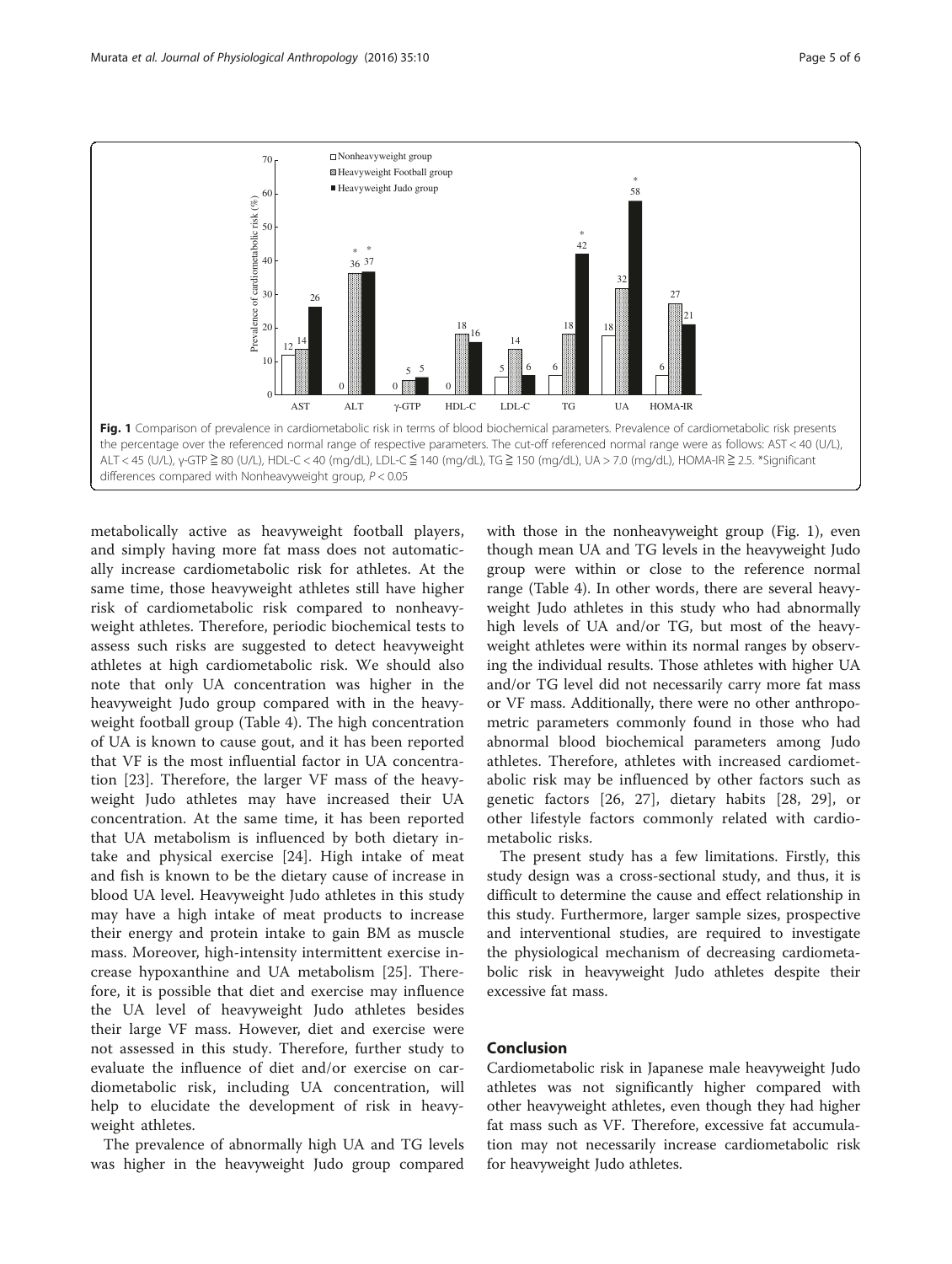**Fig. 1** Comparison of prevalence in cardiometabolic risk in terms of blood biochemical parameters. Prevalence of cardiometabolic risk presents the percentage over the referenced normal range of respective parameters. The cut-off referenced normal range were as follows: AST < 40 (U/L), ALT < 45 (U/L), γ-GTP ≧ 80 (U/L), HDL-C < 40 (mg/dL), LDL-C ≦ 140 (mg/dL), TG ≧ 150 (mg/dL), UA > 7.0 (mg/dL), HOMA-IR ≧ 2.5. *Significant differences compared with Nonheavyweight group, $P < 0.05$

metabolically active as heavyweight football players, and simply having more fat mass does not automatically increase cardiometabolic risk for athletes. At the same time, those heavyweight athletes still have higher risk of cardiometabolic risk compared to nonheavyweight athletes. Therefore, periodic biochemical tests to assess such risks are suggested to detect heavyweight athletes at high cardiometabolic risk. We should also note that only UA concentration was higher in the heavyweight Judo group compared with in the heavyweight football group (Table 4). The high concentration of UA is known to cause gout, and it has been reported that VF is the most influential factor in UA concentration [23]. Therefore, the larger VF mass of the heavyweight Judo athletes may have increased their UA concentration. At the same time, it has been reported that UA metabolism is influenced by both dietary intake and physical exercise [24]. High intake of meat and fish is known to be the dietary cause of increase in blood UA level. Heavyweight Judo athletes in this study may have a high intake of meat products to increase their energy and protein intake to gain BM as muscle mass. Moreover, high-intensity intermittent exercise increase hypoxanthine and UA metabolism [25]. Therefore, it is possible that diet and exercise may influence the UA level of heavyweight Judo athletes besides their large VF mass. However, diet and exercise were not assessed in this study. Therefore, further study to evaluate the influence of diet and/or exercise on cardiometabolic risk, including UA concentration, will help to elucidate the development of risk in heavyweight athletes.

The prevalence of abnormally high UA and TG levels was higher in the heavyweight Judo group compared with those in the nonheavyweight group (Fig. 1), even though mean UA and TG levels in the heavyweight Judo group were within or close to the reference normal range (Table 4). In other words, there are several heavyweight Judo athletes in this study who had abnormally high levels of UA and/or TG, but most of the heavyweight athletes were within its normal ranges by observing the individual results. Those athletes with higher UA and/or TG level did not necessarily carry more fat mass or VF mass. Additionally, there were no other anthropometric parameters commonly found in those who had abnormal blood biochemical parameters among Judo athletes. Therefore, athletes with increased cardiometabolic risk may be influenced by other factors such as genetic factors [26, 27], dietary habits [28, 29], or other lifestyle factors commonly related with cardiometabolic risks.

The present study has a few limitations. Firstly, this study design was a cross-sectional study, and thus, it is difficult to determine the cause and effect relationship in this study. Furthermore, larger sample sizes, prospective and interventional studies, are required to investigate the physiological mechanism of decreasing cardiometabolic risk in heavyweight Judo athletes despite their excessive fat mass.

## Conclusion

Cardiometabolic risk in Japanese male heavyweight Judo athletes was not significantly higher compared with other heavyweight athletes, even though they had higher fat mass such as VF. Therefore, excessive fat accumulation may not necessarily increase cardiometabolic risk for heavyweight Judo athletes.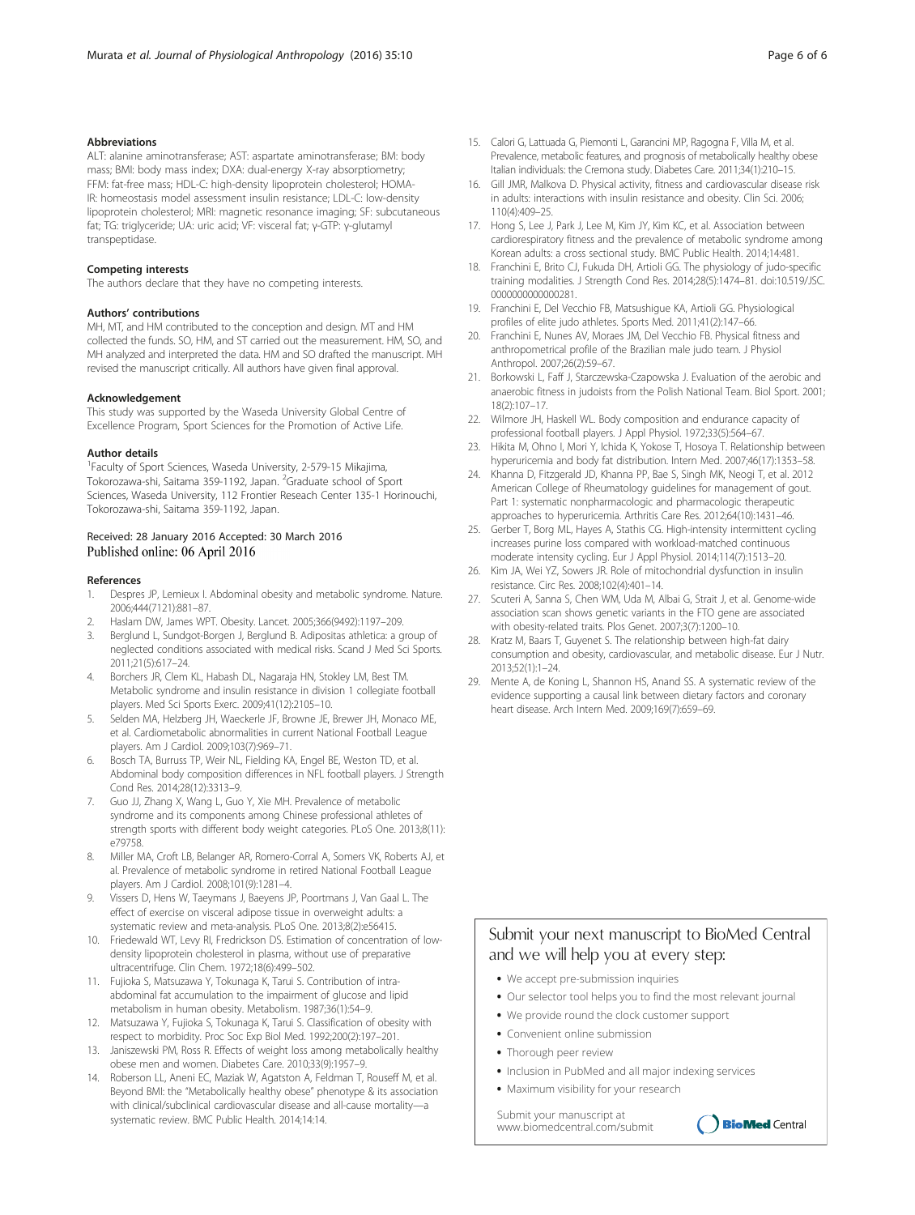### Abbreviations

ALT: alanine aminotransferase; AST: aspartate aminotransferase; BM: body mass; BMI: body mass index; DXA: dual-energy X-ray absorptiometry; FFM: fat-free mass; HDL-C: high-density lipoprotein cholesterol; HOMA-IR: homeostasis model assessment insulin resistance; LDL-C: low-density lipoprotein cholesterol; MRI: magnetic resonance imaging; SF: subcutaneous fat; TG: triglyceride; UA: uric acid; VF: visceral fat; γ-GTP: γ-glutamyl transpeptidase.

### Competing interests

The authors declare that they have no competing interests.

### Authors' contributions

MH, MT, and HM contributed to the conception and design. MT and HM collected the funds. SO, HM, and ST carried out the measurement. HM, SO, and MH analyzed and interpreted the data. HM and SO drafted the manuscript. MH revised the manuscript critically. All authors have given final approval.

### Acknowledgement

This study was supported by the Waseda University Global Centre of Excellence Program, Sport Sciences for the Promotion of Active Life.

### Author details

[1]Faculty of Sport Sciences, Waseda University, 2-579-15 Mikajima, Tokorozawa-shi, Saitama 359-1192, Japan. [2]Graduate school of Sport Sciences, Waseda University, 112 Frontier Reseach Center 135-1 Horinouchi, Tokorozawa-shi, Saitama 359-1192, Japan.

Received: 28 January 2016 Accepted: 30 March 2016
Published online: 06 April 2016

### References

1. Despres JP, Lemieux I. Abdominal obesity and metabolic syndrome. Nature. 2006;444(7121):881–87.
2. Haslam DW, James WPT. Obesity. Lancet. 2005;366(9492):1197–209.
3. Berglund L, Sundgot-Borgen J, Berglund B. Adipositas athletica: a group of neglected conditions associated with medical risks. Scand J Med Sci Sports. 2011;21(5):617–24.
4. Borchers JR, Clem KL, Habash DL, Nagaraja HN, Stokley LM, Best TM. Metabolic syndrome and insulin resistance in division 1 collegiate football players. Med Sci Sports Exerc. 2009;41(12):2105–10.
5. Selden MA, Helzberg JH, Waeckerle JF, Browne JE, Brewer JH, Monaco ME, et al. Cardiometabolic abnormalities in current National Football League players. Am J Cardiol. 2009;103(7):969–71.
6. Bosch TA, Burruss TP, Weir NL, Fielding KA, Engel BE, Weston TD, et al. Abdominal body composition differences in NFL football players. J Strength Cond Res. 2014;28(12):3313–9.
7. Guo JJ, Zhang X, Wang L, Guo Y, Xie MH. Prevalence of metabolic syndrome and its components among Chinese professional athletes of strength sports with different body weight categories. PLoS One. 2013;8(11):e79758.
8. Miller MA, Croft LB, Belanger AR, Romero-Corral A, Somers VK, Roberts AJ, et al. Prevalence of metabolic syndrome in retired National Football League players. Am J Cardiol. 2008;101(9):1281–4.
9. Vissers D, Hens W, Taeymans J, Baeyens JP, Poortmans J, Van Gaal L. The effect of exercise on visceral adipose tissue in overweight adults: a systematic review and meta-analysis. PLoS One. 2013;8(2):e56415.
10. Friedewald WT, Levy RI, Fredrickson DS. Estimation of concentration of low-density lipoprotein cholesterol in plasma, without use of preparative ultracentrifuge. Clin Chem. 1972;18(6):499–502.
11. Fujioka S, Matsuzawa Y, Tokunaga K, Tarui S. Contribution of intra-abdominal fat accumulation to the impairment of glucose and lipid metabolism in human obesity. Metabolism. 1987;36(1):54–9.
12. Matsuzawa Y, Fujioka S, Tokunaga K, Tarui S. Classification of obesity with respect to morbidity. Proc Soc Exp Biol Med. 1992;200(2):197–201.
13. Janiszewski PM, Ross R. Effects of weight loss among metabolically healthy obese men and women. Diabetes Care. 2010;33(9):1957–9.
14. Roberson LL, Aneni EC, Maziak W, Agatston A, Feldman T, Rouseff M, et al. Beyond BMI: the "Metabolically healthy obese" phenotype & its association with clinical/subclinical cardiovascular disease and all-cause mortality—a systematic review. BMC Public Health. 2014;14:14.
15. Calori G, Lattuada G, Piemonti L, Garancini MP, Ragogna F, Villa M, et al. Prevalence, metabolic features, and prognosis of metabolically healthy obese Italian individuals: the Cremona study. Diabetes Care. 2011;34(1):210–15.
16. Gill JMR, Malkova D. Physical activity, fitness and cardiovascular disease risk in adults: interactions with insulin resistance and obesity. Clin Sci. 2006;110(4):409–25.
17. Hong S, Lee J, Park J, Lee M, Kim JY, Kim KC, et al. Association between cardiorespiratory fitness and the prevalence of metabolic syndrome among Korean adults: a cross sectional study. BMC Public Health. 2014;14:481.
18. Franchini E, Brito CJ, Fukuda DH, Artioli GG. The physiology of judo-specific training modalities. J Strength Cond Res. 2014;28(5):1474–81. doi:10.519/JSC.0000000000000281.
19. Franchini E, Del Vecchio FB, Matsushigue KA, Artioli GG. Physiological profiles of elite judo athletes. Sports Med. 2011;41(2):147–66.
20. Franchini E, Nunes AV, Moraes JM, Del Vecchio FB. Physical fitness and anthropometrical profile of the Brazilian male judo team. J Physiol Anthropol. 2007;26(2):59–67.
21. Borkowski L, Faff J, Starczewska-Czapowska J. Evaluation of the aerobic and anaerobic fitness in judoists from the Polish National Team. Biol Sport. 2001;18(2):107–17.
22. Wilmore JH, Haskell WL. Body composition and endurance capacity of professional football players. J Appl Physiol. 1972;33(5):564–67.
23. Hikita M, Ohno I, Mori Y, Ichida K, Yokose T, Hosoya T. Relationship between hyperuricemia and body fat distribution. Intern Med. 2007;46(17):1353–58.
24. Khanna D, Fitzgerald JD, Khanna PP, Bae S, Singh MK, Neogi T, et al. 2012 American College of Rheumatology guidelines for management of gout. Part 1: systematic nonpharmacologic and pharmacologic therapeutic approaches to hyperuricemia. Arthritis Care Res. 2012;64(10):1431–46.
25. Gerber T, Borg ML, Hayes A, Stathis CG. High-intensity intermittent cycling increases purine loss compared with workload-matched continuous moderate intensity cycling. Eur J Appl Physiol. 2014;114(7):1513–20.
26. Kim JA, Wei YZ, Sowers JR. Role of mitochondrial dysfunction in insulin resistance. Circ Res. 2008;102(4):401–14.
27. Scuteri A, Sanna S, Chen WM, Uda M, Albai G, Strait J, et al. Genome-wide association scan shows genetic variants in the FTO gene are associated with obesity-related traits. Plos Genet. 2007;3(7):1200–10.
28. Kratz M, Baars T, Guyenet S. The relationship between high-fat dairy consumption and obesity, cardiovascular, and metabolic disease. Eur J Nutr. 2013;52(1):1–24.
29. Mente A, de Koning L, Shannon HS, Anand SS. A systematic review of the evidence supporting a causal link between dietary factors and coronary heart disease. Arch Intern Med. 2009;169(7):659–69.

Submit your next manuscript to BioMed Central and we will help you at every step:

- We accept pre-submission inquiries
- Our selector tool helps you to find the most relevant journal
- We provide round the clock customer support
- Convenient online submission
- Thorough peer review
- Inclusion in PubMed and all major indexing services
- Maximum visibility for your research

Submit your manuscript at
www.biomedcentral.com/submit

BioMed Central